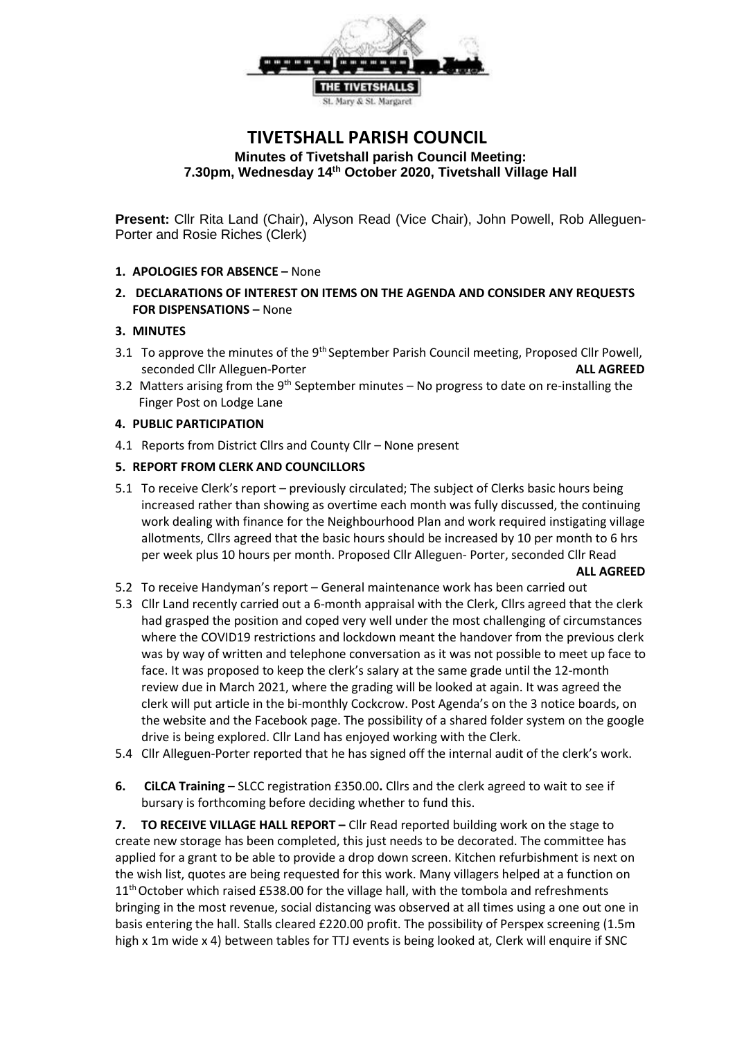# TIVETSHALL PARISH COUNCIL

**Minutes of Tivetshall parish Council Meeting: 7.30pm, Wednesday 14th October 2020, Tivetshall Village Hall**

**Present:** Cllr Rita Land (Chair), Alyson Read (Vice Chair), John Powell, Rob Alleguen-Porter and Rosie Riches (Clerk)

1. **APOLOGIES FOR ABSENCE –** None
2. **DECLARATIONS OF INTEREST ON ITEMS ON THE AGENDA AND CONSIDER ANY REQUESTS FOR DISPENSATIONS –** None
3. **MINUTES**

3.1 To approve the minutes of the 9th September Parish Council meeting, Proposed Cllr Powell, seconded Cllr Alleguen-Porter **ALL AGREED**

3.2 Matters arising from the 9th September minutes – No progress to date on re-installing the Finger Post on Lodge Lane

4. **PUBLIC PARTICIPATION**

4.1 Reports from District Cllrs and County Cllr – None present

5. **REPORT FROM CLERK AND COUNCILLORS**

5.1 To receive Clerk's report – previously circulated; The subject of Clerks basic hours being increased rather than showing as overtime each month was fully discussed, the continuing work dealing with finance for the Neighbourhood Plan and work required instigating village allotments, Cllrs agreed that the basic hours should be increased by 10 per month to 6 hrs per week plus 10 hours per month. Proposed Cllr Alleguen- Porter, seconded Cllr Read **ALL AGREED**

5.2 To receive Handyman's report – General maintenance work has been carried out

5.3 Cllr Land recently carried out a 6-month appraisal with the Clerk, Cllrs agreed that the clerk had grasped the position and coped very well under the most challenging of circumstances where the COVID19 restrictions and lockdown meant the handover from the previous clerk was by way of written and telephone conversation as it was not possible to meet up face to face. It was proposed to keep the clerk's salary at the same grade until the 12-month review due in March 2021, where the grading will be looked at again. It was agreed the clerk will put article in the bi-monthly Cockcrow. Post Agenda's on the 3 notice boards, on the website and the Facebook page. The possibility of a shared folder system on the google drive is being explored. Cllr Land has enjoyed working with the Clerk.

5.4 Cllr Alleguen-Porter reported that he has signed off the internal audit of the clerk's work.

6. **CiLCA Training** – SLCC registration £350.00**.** Cllrs and the clerk agreed to wait to see if bursary is forthcoming before deciding whether to fund this.

7. **TO RECEIVE VILLAGE HALL REPORT –** Cllr Read reported building work on the stage to create new storage has been completed, this just needs to be decorated. The committee has applied for a grant to be able to provide a drop down screen. Kitchen refurbishment is next on the wish list, quotes are being requested for this work. Many villagers helped at a function on 11th October which raised £538.00 for the village hall, with the tombola and refreshments bringing in the most revenue, social distancing was observed at all times using a one out one in basis entering the hall. Stalls cleared £220.00 profit. The possibility of Perspex screening (1.5m high x 1m wide x 4) between tables for TTJ events is being looked at, Clerk will enquire if SNC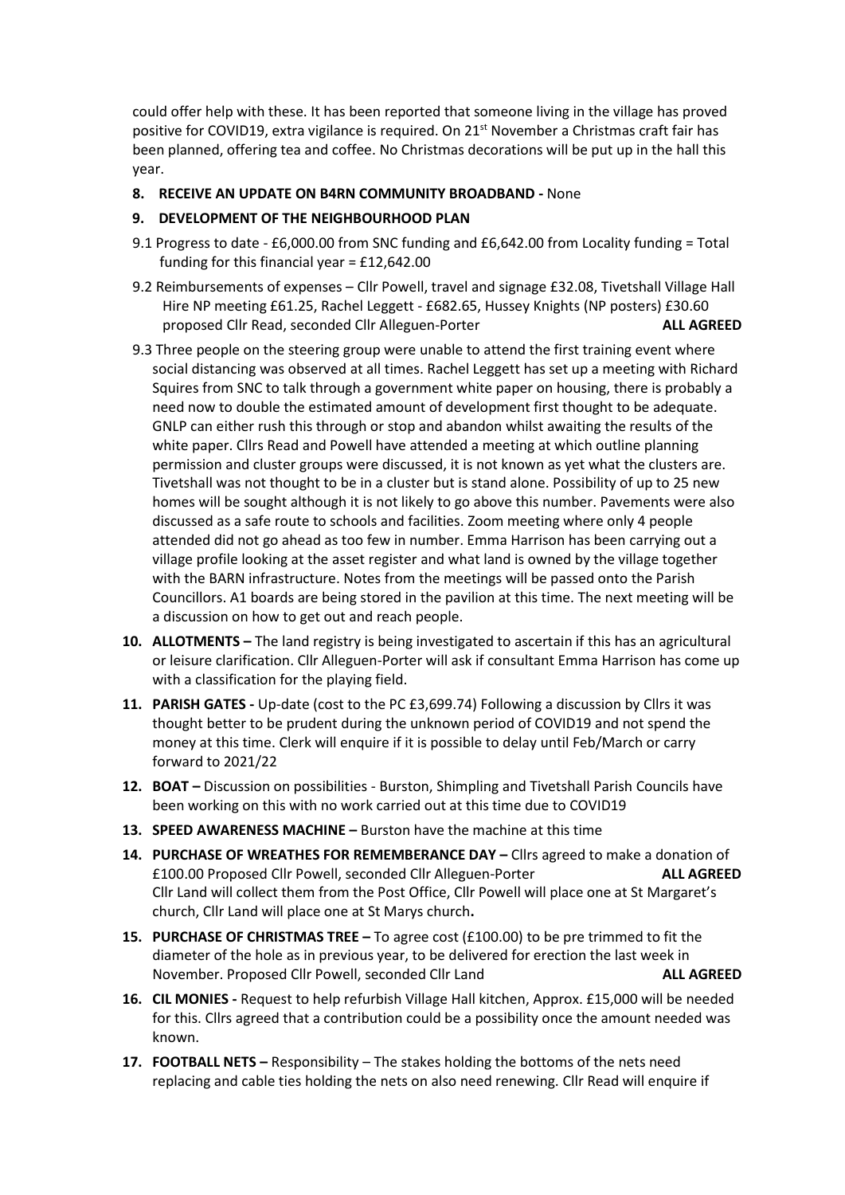could offer help with these. It has been reported that someone living in the village has proved positive for COVID19, extra vigilance is required. On 21st November a Christmas craft fair has been planned, offering tea and coffee. No Christmas decorations will be put up in the hall this year.

**8. RECEIVE AN UPDATE ON B4RN COMMUNITY BROADBAND -** None

**9. DEVELOPMENT OF THE NEIGHBOURHOOD PLAN**

9.1 Progress to date - £6,000.00 from SNC funding and £6,642.00 from Locality funding = Total funding for this financial year = £12,642.00

9.2 Reimbursements of expenses – Cllr Powell, travel and signage £32.08, Tivetshall Village Hall Hire NP meeting £61.25, Rachel Leggett - £682.65, Hussey Knights (NP posters) £30.60 proposed Cllr Read, seconded Cllr Alleguen-Porter **ALL AGREED**

9.3 Three people on the steering group were unable to attend the first training event where social distancing was observed at all times. Rachel Leggett has set up a meeting with Richard Squires from SNC to talk through a government white paper on housing, there is probably a need now to double the estimated amount of development first thought to be adequate. GNLP can either rush this through or stop and abandon whilst awaiting the results of the white paper. Cllrs Read and Powell have attended a meeting at which outline planning permission and cluster groups were discussed, it is not known as yet what the clusters are. Tivetshall was not thought to be in a cluster but is stand alone. Possibility of up to 25 new homes will be sought although it is not likely to go above this number. Pavements were also discussed as a safe route to schools and facilities. Zoom meeting where only 4 people attended did not go ahead as too few in number. Emma Harrison has been carrying out a village profile looking at the asset register and what land is owned by the village together with the BARN infrastructure. Notes from the meetings will be passed onto the Parish Councillors. A1 boards are being stored in the pavilion at this time. The next meeting will be a discussion on how to get out and reach people.

**10. ALLOTMENTS –** The land registry is being investigated to ascertain if this has an agricultural or leisure clarification. Cllr Alleguen-Porter will ask if consultant Emma Harrison has come up with a classification for the playing field.

**11. PARISH GATES -** Up-date (cost to the PC £3,699.74) Following a discussion by Cllrs it was thought better to be prudent during the unknown period of COVID19 and not spend the money at this time. Clerk will enquire if it is possible to delay until Feb/March or carry forward to 2021/22

**12. BOAT –** Discussion on possibilities - Burston, Shimpling and Tivetshall Parish Councils have been working on this with no work carried out at this time due to COVID19

**13. SPEED AWARENESS MACHINE –** Burston have the machine at this time

**14. PURCHASE OF WREATHES FOR REMEMBERANCE DAY –** Cllrs agreed to make a donation of £100.00 Proposed Cllr Powell, seconded Cllr Alleguen-Porter **ALL AGREED**
Cllr Land will collect them from the Post Office, Cllr Powell will place one at St Margaret's church, Cllr Land will place one at St Marys church**.**

**15. PURCHASE OF CHRISTMAS TREE –** To agree cost (£100.00) to be pre trimmed to fit the diameter of the hole as in previous year, to be delivered for erection the last week in November. Proposed Cllr Powell, seconded Cllr Land **ALL AGREED**

**16. CIL MONIES -** Request to help refurbish Village Hall kitchen, Approx. £15,000 will be needed for this. Cllrs agreed that a contribution could be a possibility once the amount needed was known.

**17. FOOTBALL NETS –** Responsibility – The stakes holding the bottoms of the nets need replacing and cable ties holding the nets on also need renewing. Cllr Read will enquire if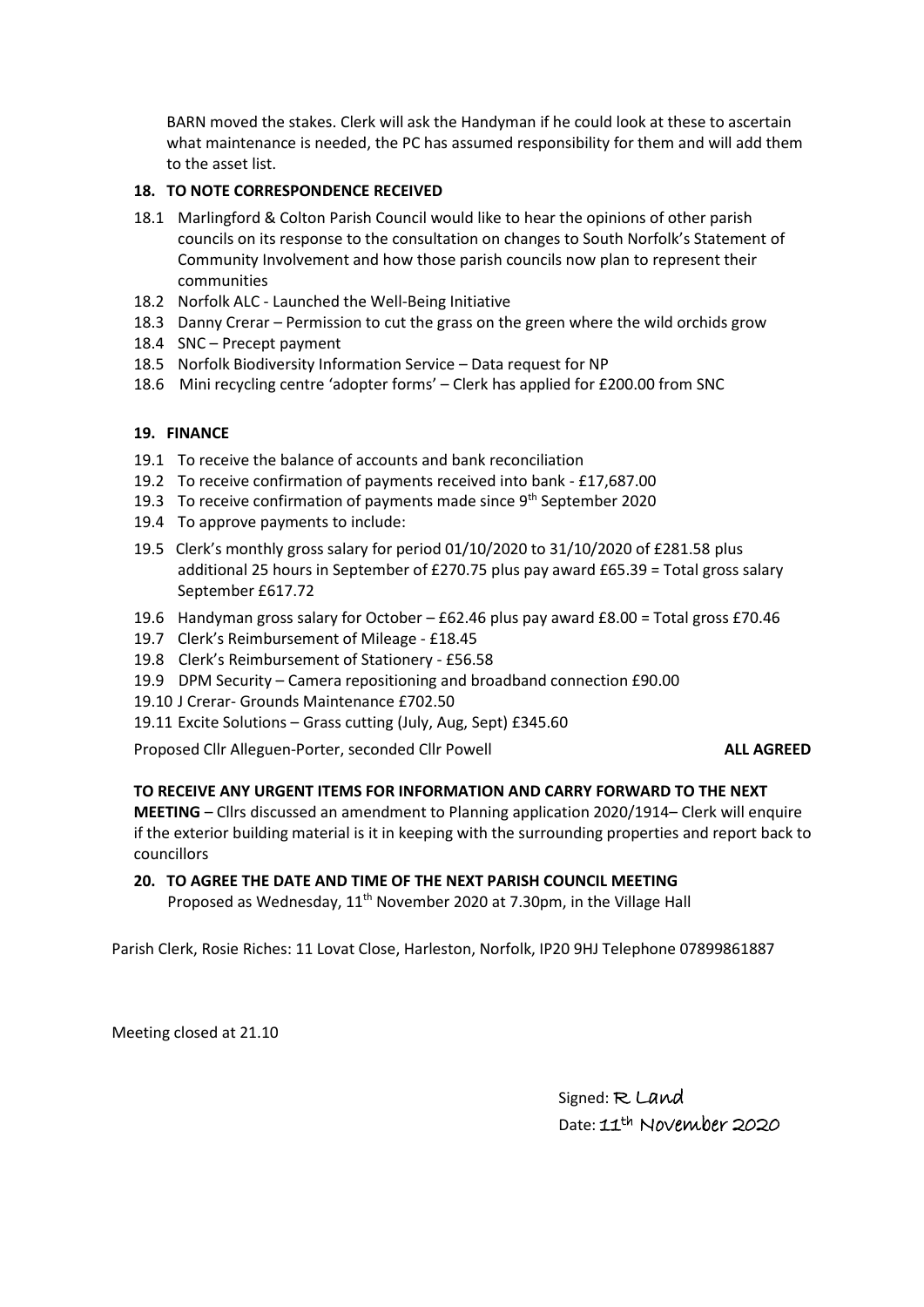BARN moved the stakes. Clerk will ask the Handyman if he could look at these to ascertain what maintenance is needed, the PC has assumed responsibility for them and will add them to the asset list.

**18. TO NOTE CORRESPONDENCE RECEIVED**

18.1 Marlingford & Colton Parish Council would like to hear the opinions of other parish councils on its response to the consultation on changes to South Norfolk's Statement of Community Involvement and how those parish councils now plan to represent their communities

18.2 Norfolk ALC - Launched the Well-Being Initiative

18.3 Danny Crerar – Permission to cut the grass on the green where the wild orchids grow

18.4 SNC – Precept payment

18.5 Norfolk Biodiversity Information Service – Data request for NP

18.6 Mini recycling centre 'adopter forms' – Clerk has applied for £200.00 from SNC

**19. FINANCE**

19.1 To receive the balance of accounts and bank reconciliation

19.2 To receive confirmation of payments received into bank - £17,687.00

19.3 To receive confirmation of payments made since 9th September 2020

19.4 To approve payments to include:

19.5 Clerk's monthly gross salary for period 01/10/2020 to 31/10/2020 of £281.58 plus additional 25 hours in September of £270.75 plus pay award £65.39 = Total gross salary September £617.72

19.6 Handyman gross salary for October – £62.46 plus pay award £8.00 = Total gross £70.46

19.7 Clerk's Reimbursement of Mileage - £18.45

19.8 Clerk's Reimbursement of Stationery - £56.58

19.9 DPM Security – Camera repositioning and broadband connection £90.00

19.10 J Crerar- Grounds Maintenance £702.50

19.11 Excite Solutions – Grass cutting (July, Aug, Sept) £345.60

Proposed Cllr Alleguen-Porter, seconded Cllr Powell **ALL AGREED**

**TO RECEIVE ANY URGENT ITEMS FOR INFORMATION AND CARRY FORWARD TO THE NEXT MEETING** – Cllrs discussed an amendment to Planning application 2020/1914– Clerk will enquire if the exterior building material is it in keeping with the surrounding properties and report back to councillors

**20. TO AGREE THE DATE AND TIME OF THE NEXT PARISH COUNCIL MEETING**

Proposed as Wednesday, 11th November 2020 at 7.30pm, in the Village Hall

Parish Clerk, Rosie Riches: 11 Lovat Close, Harleston, Norfolk, IP20 9HJ Telephone 07899861887

Meeting closed at 21.10

Signed: R Land

Date: 11th November 2020